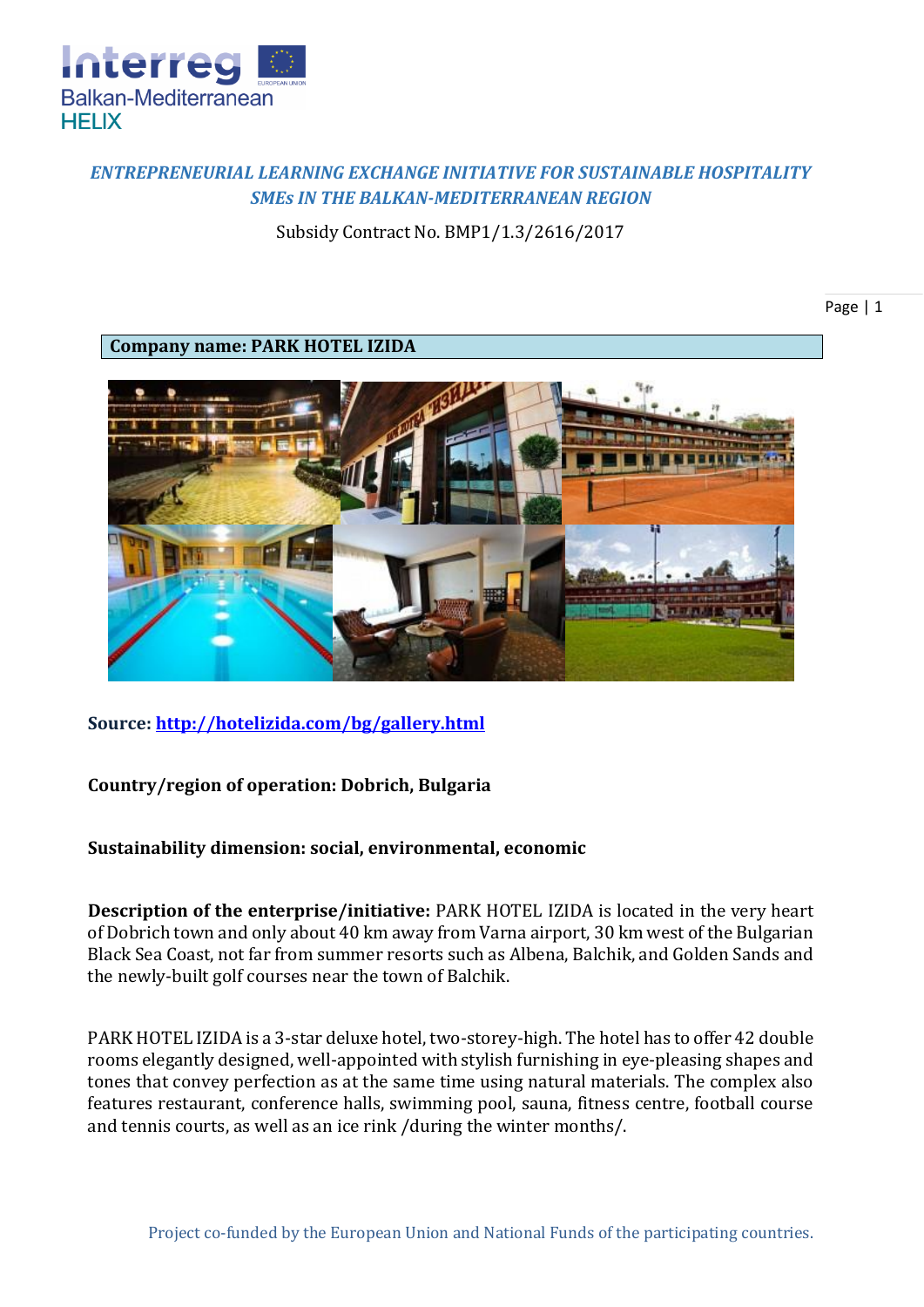*ENTREPRENEURIAL LEARNING EXCHANGE INITIATIVE FOR SUSTAINABLE HOSPITALITY SMEs IN THE BALKAN-MEDITERRANEAN REGION*

Subsidy Contract No. BMP1/1.3/2616/2017

**Company name: PARK HOTEL IZIDA**

**Source: [http://hotelizida.com/bg/gallery.html](http://hotelizida.com/bg/gallery.html)**

**Country/region of operation: Dobrich, Bulgaria**

**Sustainability dimension: social, environmental, economic**

**Description of the enterprise/initiative:** PARK HOTEL IZIDA is located in the very heart of Dobrich town and only about 40 km away from Varna airport, 30 km west of the Bulgarian Black Sea Coast, not far from summer resorts such as Albena, Balchik, and Golden Sands and the newly-built golf courses near the town of Balchik.

PARK HOTEL IZIDA is a 3-star deluxe hotel, two-storey-high. The hotel has to offer 42 double rooms elegantly designed, well-appointed with stylish furnishing in eye-pleasing shapes and tones that convey perfection as at the same time using natural materials. The complex also features restaurant, conference halls, swimming pool, sauna, fitness centre, football course and tennis courts, as well as an ice rink /during the winter months/.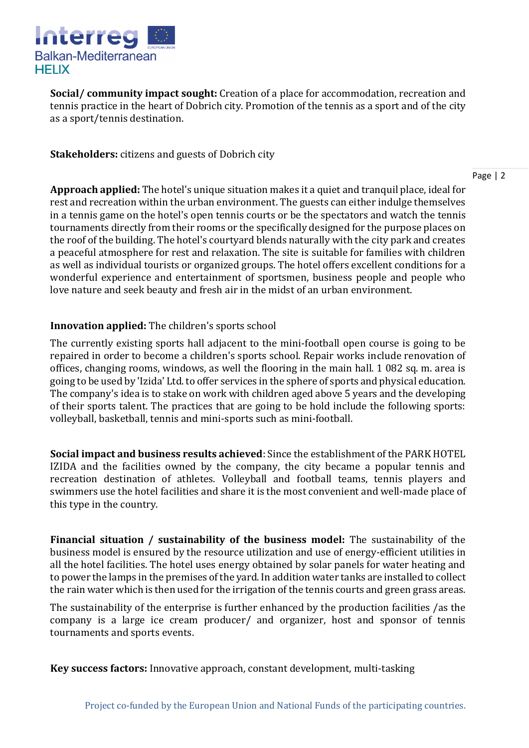**Social/ community impact sought:** Creation of a place for accommodation, recreation and tennis practice in the heart of Dobrich city. Promotion of the tennis as a sport and of the city as a sport/tennis destination.

**Stakeholders:** citizens and guests of Dobrich city

**Approach applied:** The hotel's unique situation makes it a quiet and tranquil place, ideal for rest and recreation within the urban environment. The guests can either indulge themselves in a tennis game on the hotel's open tennis courts or be the spectators and watch the tennis tournaments directly from their rooms or the specifically designed for the purpose places on the roof of the building. The hotel's courtyard blends naturally with the city park and creates a peaceful atmosphere for rest and relaxation. The site is suitable for families with children as well as individual tourists or organized groups. The hotel offers excellent conditions for a wonderful experience and entertainment of sportsmen, business people and people who love nature and seek beauty and fresh air in the midst of an urban environment.

**Innovation applied:** The children's sports school

The currently existing sports hall adjacent to the mini-football open course is going to be repaired in order to become a children's sports school. Repair works include renovation of offices, changing rooms, windows, as well the flooring in the main hall. 1 082 sq. m. area is going to be used by 'Izida' Ltd. to offer services in the sphere of sports and physical education. The company's idea is to stake on work with children aged above 5 years and the developing of their sports talent. The practices that are going to be hold include the following sports: volleyball, basketball, tennis and mini-sports such as mini-football.

**Social impact and business results achieved**: Since the establishment of the PARK HOTEL IZIDA and the facilities owned by the company, the city became a popular tennis and recreation destination of athletes. Volleyball and football teams, tennis players and swimmers use the hotel facilities and share it is the most convenient and well-made place of this type in the country.

**Financial situation / sustainability of the business model:** The sustainability of the business model is ensured by the resource utilization and use of energy-efficient utilities in all the hotel facilities. The hotel uses energy obtained by solar panels for water heating and to power the lamps in the premises of the yard. In addition water tanks are installed to collect the rain water which is then used for the irrigation of the tennis courts and green grass areas.

The sustainability of the enterprise is further enhanced by the production facilities /as the company is a large ice cream producer/ and organizer, host and sponsor of tennis tournaments and sports events.

**Key success factors:** Innovative approach, constant development, multi-tasking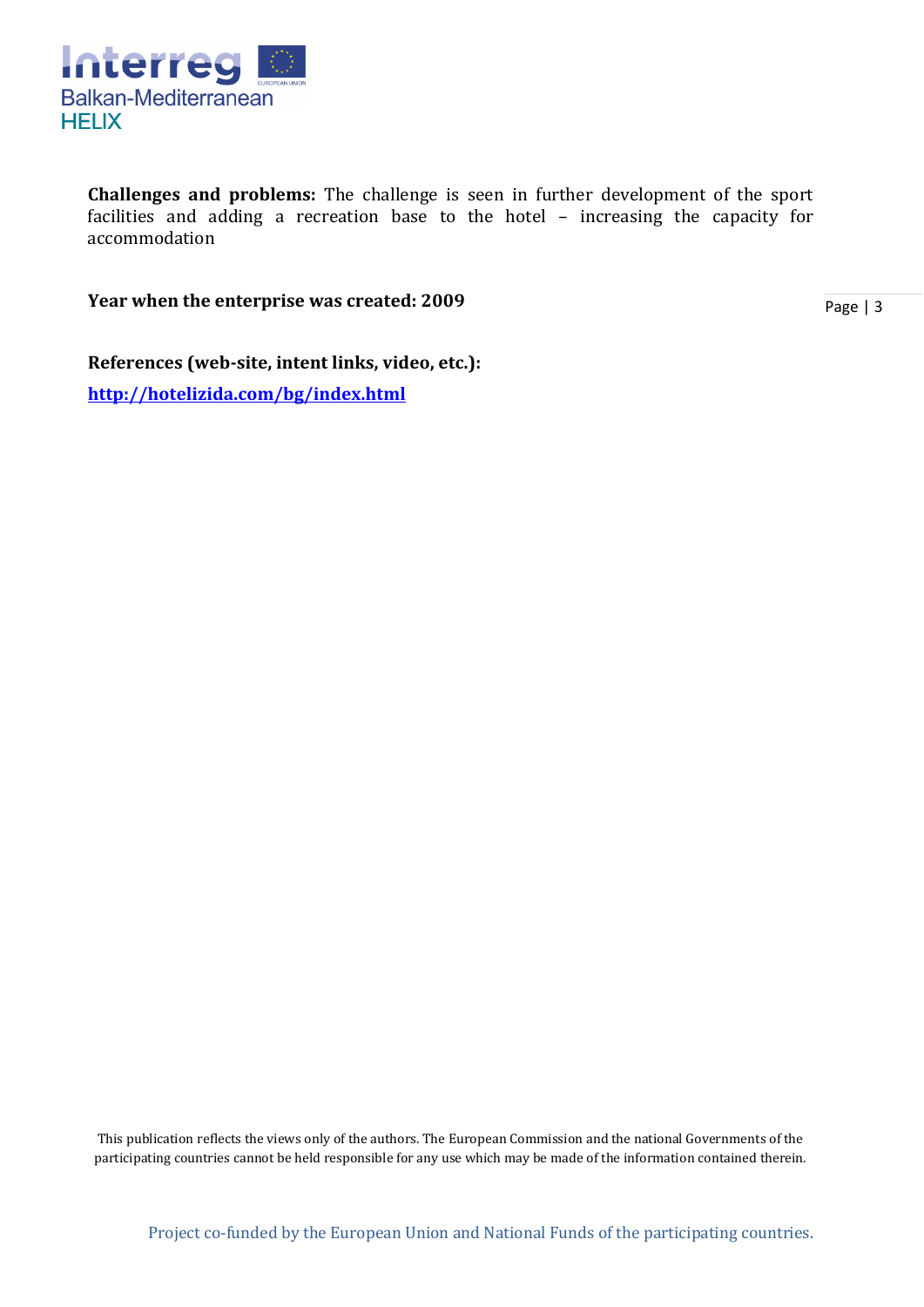**Challenges and problems:** The challenge is seen in further development of the sport facilities and adding a recreation base to the hotel – increasing the capacity for accommodation

**Year when the enterprise was created: 2009**

**References (web-site, intent links, video, etc.):**

**http://hotelizida.com/bg/index.html**

This publication reflects the views only of the authors. The European Commission and the national Governments of the participating countries cannot be held responsible for any use which may be made of the information contained therein.

Project co-funded by the European Union and National Funds of the participating countries.